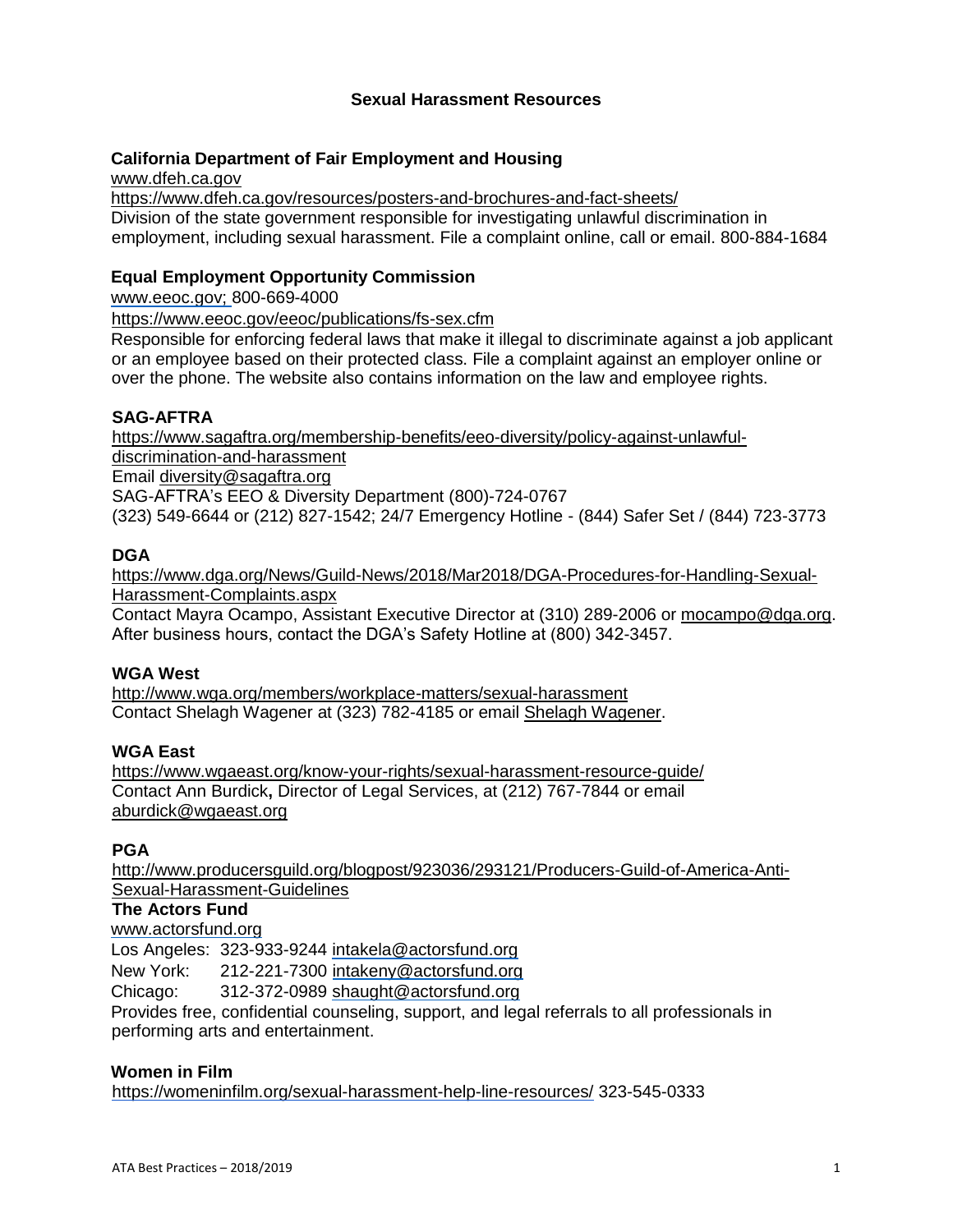# Sexual Harassment Resources

### California Department of Fair Employment and Housing

www.dfeh.ca.gov

https://www.dfeh.ca.gov/resources/posters-and-brochures-and-fact-sheets/

Division of the state government responsible for investigating unlawful discrimination in employment, including sexual harassment. File a complaint online, call or email. 800-884-1684

### Equal Employment Opportunity Commission

www.eeoc.gov; 800-669-4000

https://www.eeoc.gov/eeoc/publications/fs-sex.cfm

Responsible for enforcing federal laws that make it illegal to discriminate against a job applicant or an employee based on their protected class. File a complaint against an employer online or over the phone. The website also contains information on the law and employee rights.

### SAG-AFTRA

https://www.sagaftra.org/membership-benefits/eeo-diversity/policy-against-unlawful-discrimination-and-harassment

Email diversity@sagaftra.org

SAG-AFTRA's EEO & Diversity Department (800)-724-0767

(323) 549-6644 or (212) 827-1542; 24/7 Emergency Hotline - (844) Safer Set / (844) 723-3773

### DGA

https://www.dga.org/News/Guild-News/2018/Mar2018/DGA-Procedures-for-Handling-Sexual-Harassment-Complaints.aspx

Contact Mayra Ocampo, Assistant Executive Director at (310) 289-2006 or mocampo@dga.org. After business hours, contact the DGA's Safety Hotline at (800) 342-3457.

### WGA West

http://www.wga.org/members/workplace-matters/sexual-harassment

Contact Shelagh Wagener at (323) 782-4185 or email Shelagh Wagener.

### WGA East

https://www.wgaeast.org/know-your-rights/sexual-harassment-resource-guide/

Contact Ann Burdick**,** Director of Legal Services, at (212) 767-7844 or email aburdick@wgaeast.org

### PGA

http://www.producersguild.org/blogpost/923036/293121/Producers-Guild-of-America-Anti-Sexual-Harassment-Guidelines

### The Actors Fund

www.actorsfund.org

Los Angeles: 323-933-9244 intakela@actorsfund.org

New York: 212-221-7300 intakeny@actorsfund.org

Chicago: 312-372-0989 shaught@actorsfund.org

Provides free, confidential counseling, support, and legal referrals to all professionals in performing arts and entertainment.

### Women in Film

https://womeninfilm.org/sexual-harassment-help-line-resources/ 323-545-0333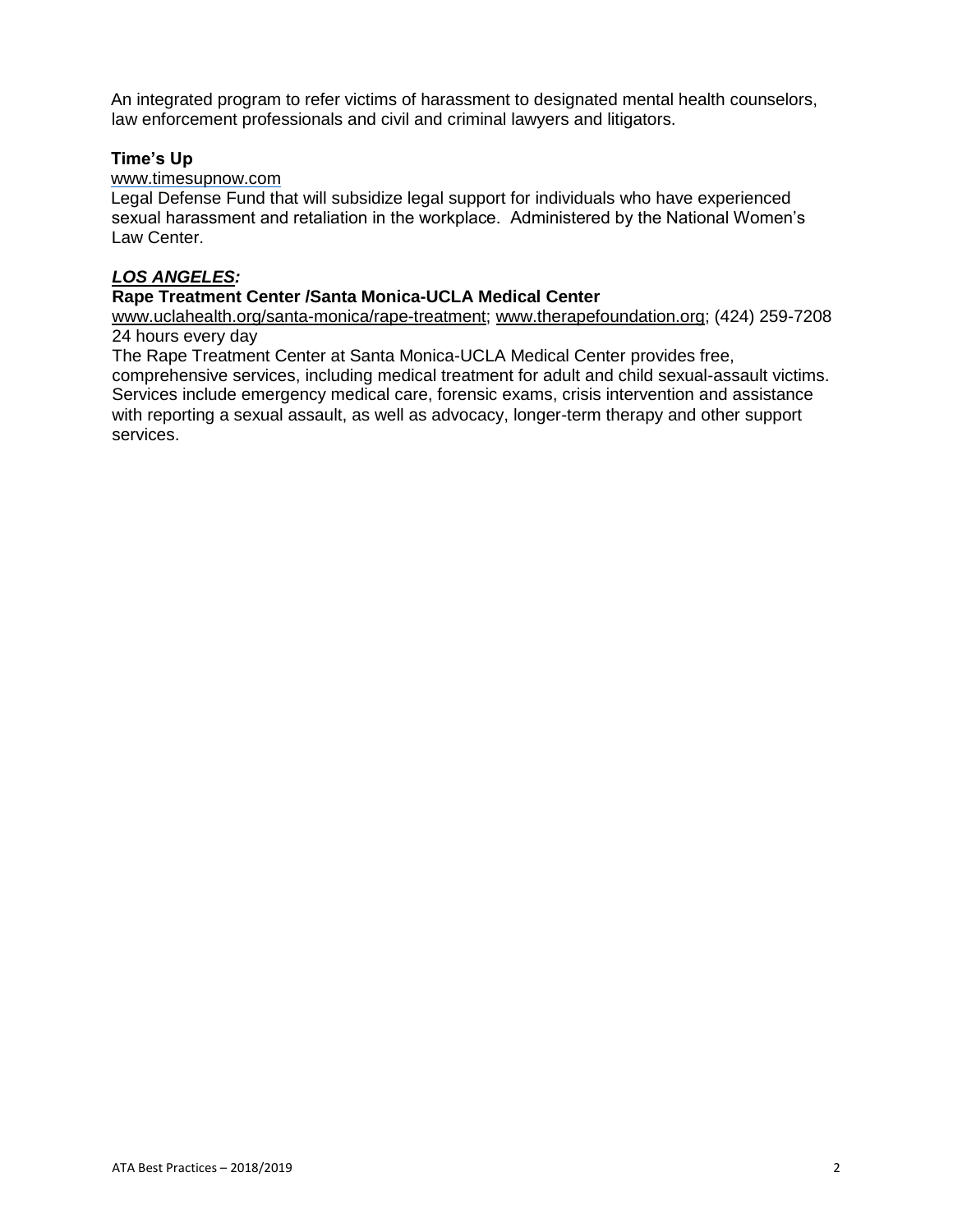An integrated program to refer victims of harassment to designated mental health counselors, law enforcement professionals and civil and criminal lawyers and litigators.

**Time's Up**

www.timesupnow.com

Legal Defense Fund that will subsidize legal support for individuals who have experienced sexual harassment and retaliation in the workplace. Administered by the National Women's Law Center.

***LOS ANGELES:***

**Rape Treatment Center /Santa Monica-UCLA Medical Center**

www.uclahealth.org/santa-monica/rape-treatment; www.therapefoundation.org; (424) 259-7208

24 hours every day

The Rape Treatment Center at Santa Monica-UCLA Medical Center provides free, comprehensive services, including medical treatment for adult and child sexual-assault victims. Services include emergency medical care, forensic exams, crisis intervention and assistance with reporting a sexual assault, as well as advocacy, longer-term therapy and other support services.